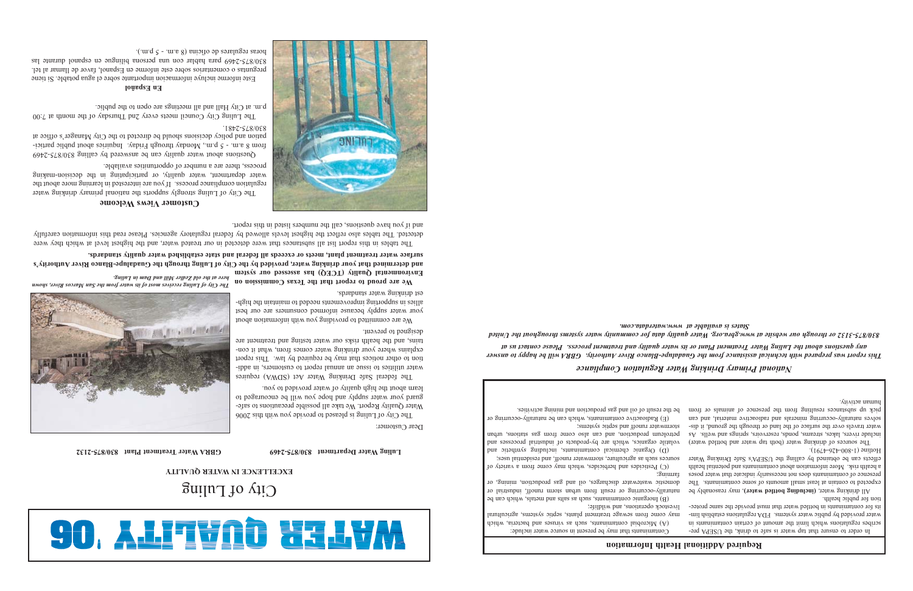// WATER QUALITY '06

# City of Luling

## EXCELLENCE IN WATER QUALITY

**Luling Water Department 830/875-2469** **GBRA Water Treatment Plant 830/875-2132**

Dear Customer:

The City of Luling is pleased to provide you with this 2006 Water Quality Report. We take all possible precautions to safeguard your water supply and hope you will be encouraged to learn about the high quality of water provided to you.

The federal Safe Drinking Water Act (SDWA) requires water utilities to issue an annual report to customers, in addition to other notices that may be required by law. This report explains where your drinking water comes from, what it contains, and the health risks our water testing and treatment are designed to prevent.

We are committed to providing you with information about your water supply because informed consumers are our best allies in supporting improvements needed to maintain the highest drinking water standards.

*The City of Luling receives most of its water from the San Marcos River, shown here at the old Zedler Mill and Dam in Luling.*

***We are proud to report that the Texas Commission on Environmental Quality (TCEQ) has assessed our system and determined that your drinking water, provided by the City of Luling through the Guadalupe-Blanco River Authority's surface water treatment plant, meets or exceeds all federal and state established water quality standards.***

The tables in this report list all substances that were detected in our treated water, and the highest level at which they were detected. The tables also reflect the highest levels allowed by federal regulatory agencies. Please read this information carefully and if you have questions, call the numbers listed in this report.

### Customer Views Welcome

The City of Luling strongly supports the national primary drinking water regulation compliance process. If you are interested in learning more about the water department, water quality, or participating in the decision-making process, there are a number of opportunities available.

Questions about water quality can be answered by calling 830/875-2469 from 8 a.m. - 5 p.m., Monday through Friday. Inquiries about public participation and policy decisions should be directed to the City Manager's office at 830/875-2481.

The Luling City Council meets every 2nd Thursday of the month at 7:00 p.m. at City Hall and all meetings are open to the public.

### En Español

Este informe incluye información importante sobre el agua potable. Si tiene preguntas o comentarios sobre este informe en Español, favor de llamar al tel. 830/875-2469 para hablar con una persona bilingüe en español durante las horas regulares de oficina (8 a.m. - 5 p.m.).

### Required Additional Health Information

In order to ensure that tap water is safe to drink, the USEPA prescribes regulations which limit the amount of certain contaminants in water provided by public water systems. FDA regulations establish limits for contaminants in bottled water that must provide the same protection for public health.

All drinking water, **(including bottled water)**, may reasonably be expected to contain at least small amounts of some contaminants. The presence of contaminants does not necessarily indicate that water poses a health risk. More information about contaminants and potential health effects can be obtained by calling the USEPA's Safe Drinking Water Hotline (1-800-426-4791).

The sources of drinking water (both tap water and bottled water) include rivers, lakes, streams, ponds, reservoirs, springs and wells. As water travels over the surface of the land or through the ground, it dissolves naturally-occurring minerals and radioactive material, and can pick up substances resulting from the presence of animals or from human activity.

Contaminants that may be present in source water include:

(A) Microbial contaminants, such as viruses and bacteria, which may come from sewage treatment plants, septic systems, agricultural livestock operations, and wildlife;

(B) Inorganic contaminants, such as salts and metals, which can be naturally-occurring or result from urban storm runoff, industrial or domestic wastewater discharges, oil and gas production, mining, or farming;

(C) Pesticides and herbicides, which may come from a variety of sources such as agriculture, stormwater runoff, and residential uses;

(D) Organic chemical contaminants, including synthetic and volatile organics, which are by-products of industrial processes and petroleum production, and can also come from gas stations, urban stormwater runoff and septic systems;

(E) Radioactive contaminants, which can be naturally-occurring or be the result of oil and gas production and mining activities.

### *National Primary Drinking Water Regulation Compliance*

***This report was prepared with technical assistance from the Guadalupe-Blanco River Authority. GBRA will be happy to answer any questions about the Luling Water Treatment Plant or its water quality and treatment process. Please contact us at 830/875-2132 or through our website at www.gbra.org. Water quality data for community water systems throughout the United States is available at www.waterdata.com.***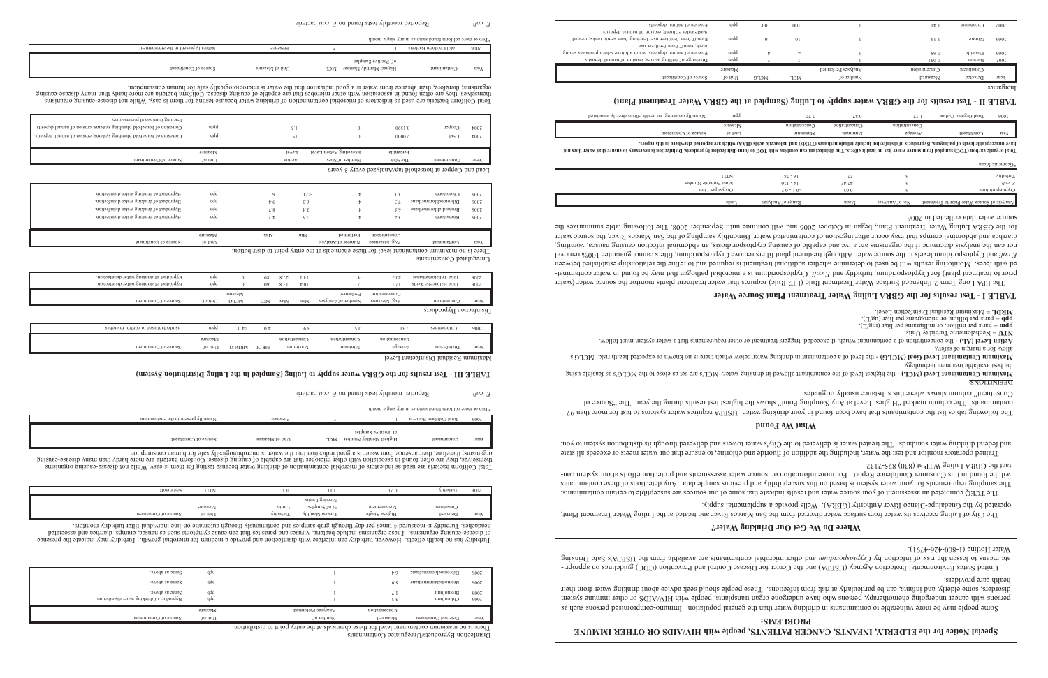## Special Notice for the ELDERLY, INFANTS, CANCER PATIENTS, people with HIV/AIDS OR OTHER IMMUNE PROBLEMS:

Some people may be more vulnerable to contaminants in drinking water than the general population. Immuno-compromised persons such as persons with cancer undergoing chemotherapy, persons who have undergone organ transplants, people with HIV/AIDS or other immune system disorders, some elderly, and infants, can be particularly at risk from infections. These people should seek advice about drinking water from their health care providers.

United States Environmental Protection Agency (USEPA) and the Center for Disease Control and Prevention (CDC) guidelines on appropriate means to lessen the risk of infection by *Cryptosporidium* and other microbial contaminants are available from the USEPA's Safe Drinking Water Hotline (1-800-426-4791).

## Where Do We Get Our Drinking Water?

The City of Luling receives its water from surface water diverted from the San Marcos River and treated at the Luling Water Treatment Plant, operated by the Guadalupe-Blanco River Authority (GBRA). Wells provide a supplemental supply.

The TCEQ completed an assessment of your source water and results indicate that some of our sources are susceptible to certain contaminants. The sampling requirements for your water system is based on this susceptibility and previous sample data. Any detections of these contaminants will be found in this Consumer Confidence Report. For more information on source water assessments and protection efforts at our system contact the GBRA Luling WTP at (830) 875-2132.

Trained operators monitor and test the water, including the addition of fluoride and chlorine, to ensure that our water meets or exceeds all state and federal drinking water standards. The treated water is delivered to the City's water towers and delivered through its distribution system to you.

## What We Found

The following tables list the contaminants that have been found in your drinking water. USEPA requires water systems to test for more than 97 contaminants. The column marked "Highest Level at Any Sampling Point" shows the highest test results during the year. The "Source of Constituent" column shows where this substance usually originates.

DEFINITIONS:

**Maximum Contaminant Level (MCL)** - the highest level of the contaminant allowed in drinking water. MCL's are set as close to the MCLG's as feasible using the best available treatment technology.

**Maximum Contaminant Level Goal (MCLG)** - the level of a contaminant in drinking water below which there is no known or expected health risk. MCLG's allow for a margin of safety.

**Action Level (AL)** - the concentration of a contaminant which, if exceeded, triggers treatment or other requirements that a water system must follow.

**NTU** = Nephelometric Turbidity Units.

**ppm** = parts per million, or milligrams per liter (mg/L).

**ppb** = parts per billion, or micrograms per liter (ug/L).

**MRDL** = Maximum Residual Disinfection Level.

## TABLE I - Test results for the GBRA Luling Water Treatment Plant Source Water

The EPA Long Term 2 Enhanced Surface Water Treatment Rule (LT2 Rule) requires that water treatment plants monitor the source water (water prior to treatment plant) for Cryptosporidium, turbidity and E.coli. Cryptosporidium is a microbial pathogen that may be found in water contaminated with feces. Monitoring results will be used to determine whether additional treatment is required and to refine the relationship established between E.coli and Cryptosporidium levels in the source water. Although treatment plant filters remove Cryptosporidium, filters cannot guarantee 100% removal nor can the analysis determine if the organisms are alive and capable of causing cryptosporidiosis, an abdominal infection causing nausea, vomiting, diarrhea and abdominal cramps that may occur after ingestion of contaminated water. Bimonthly sampling of the San Marcos River, the source water for the GBRA Luling Water Treatment Plant, began in October 2006 and will continue until September 2008. The following table summarizes the source water data collected in 2006.

| Analysis of Source Water Prior to Treatment | No. of Analyses | Mean | Range of Analyses | Units |
|---|---|---|---|---|
| Cryptosporidium | 6 | 0.03 | <0.1 - 0.2 | Oocyst per Liter |
| E. coli | 6 | 42.4* | 14 - 120 | Most Probable Number |
| Turbidity | 6 | 22 | 16 - 28 | NTU |

*Geometric Mean

**Total organic carbon (TOC) sampled from source water has no health effects. The disinfectant can combine with TOC to form disinfection byproducts. Disinfection is necessary to ensure that water does not have unacceptable levels of pathogens. Byproducts of disinfection include trihalomethanes (THMs) and haloacetic acids (HAA) which are reported elsewhere in this report.**

| Year | Constituent | Average Concentration | Minimum Concentration | Maximum Concentration | Unit of Measure | Source of Constituent |
|---|---|---|---|---|---|---|
| 2006 | Total Organic Carbon | 1.27 | 0.87 | 2.72 | ppm | Naturally occurring; no health effects directly associated |

## TABLE II - Test results for the GBRA Water supply to Luling (Sampled at the GBRA Water Treatment Plant)

Inorganics

| Year | Constituent | Measured Concentration | Number of Analyses Performed | MCL | MCLG | Unit of Measure | Source of Constituent |
|---|---|---|---|---|---|---|---|
| 2002 | Barium | 0.031 | 1 | 2 | 2 | ppm | Discharge of drilling wastes; erosion of natural deposits |
| 2006 | Fluoride | 0.88 | 1 | 4 | 4 | ppm | Erosion of natural deposits; water additive which promotes strong teeth; runoff from fertilizer use |
| 2006 | Nitrate | 1.19 | 1 | 10 | 10 | ppm | Runoff from fertilizer use; leaching from septic tanks, treated wastewater effluent; erosion of natural deposits |
| 2002 | Chromium | 1.41 | 1 | 100 | 100 | ppb | Erosion of natural deposits |

Disinfection Byproducts/Unregulated Contaminants

There is no maximum contaminant level for these chemicals at the entry point to distribution.

| Year | Detected Constituent | Measured Concentration | Number of Analyses Performed | Unit of Measure | Source of Contaminant |
|---|---|---|---|---|---|
| 2006 | Chloroform | 3.3 | 1 | ppb | Byproduct of drinking water disinfection |
| 2006 | Bromoform | 1.7 | 1 | ppb | Same as above |
| 2006 | Bromodichloromethane | 6.5 | 1 | ppb | Same as above |
| 2006 | Dibromochloromethane | 6.4 | 1 | ppb | Same as above |

Turbidity has no health effects. However, turbidity can interfere with disinfection and provide a medium for microbial growth. Turbidity may indicate the presence of disease-causing organisms. These organisms include bacteria, viruses and parasites that can cause symptoms such as nausea, cramps, diarrhea and associated headaches. Turbidity is measured 4 times per day through grab samples and continuously through automatic on-line individual filter turbidity monitors.

| Year | Constituent | Highest Single Measurement | Lowest Monthly % of Samples Meeting Limits | Turbidity Limits | Unit of Measure | Source of Constituent |
|---|---|---|---|---|---|---|
| 2006 | Turbidity | 0.12 | 100 | 0.3 | NTU | Soil runoff |

Total Coliform bacteria are used as indicators of microbial contamination of drinking water because testing for them is easy. While not disease-causing organisms themselves, they are often found in association with other microbes that are capable of causing disease. Coliform bacteria are more hardy than many disease-causing organisms; therefore, their absence from water is a good indication that the water is microbiologically safe for human consumption.

| Year | Contaminant | Highest Monthly Number of Positive Samples | MCL | Unit of Measure | Source of Constituent |
|---|---|---|---|---|---|
| 2006 | Total Coliform Bacteria | 1 | * | Presence | Naturally present in the environment |

*Two or more coliform found samples in any single month.

*E. coli* Reported monthly tests found no *E. coli* bacteria.

## TABLE III - Test results for the GBRA water supply to Luling (Sampled in the Luling Distribution System)

Maximum Residual Disinfectant Level

| Year | Disinfectant | Average Concentration | Minimum Concentration | Maximum Concentration | MRDL | MRDLG | Unit of Measure | Source of Constituent |
|---|---|---|---|---|---|---|---|---|
| 2006 | Chloramines | 2.31 | 0.5 | 3.9 | 4.0 | <4.0 | ppm | Disinfectant used to control microbes |

Disinfection Byproducts

| Year | Contaminant | Avg. Measured Concentration | Number of Analyses Performed | Min | Max | MCL | MCLG | Unit of Measure | Source of Constituent |
|---|---|---|---|---|---|---|---|---|---|
| 2006 | Total Haloacetic Acids | 12.1 | 2 | 10.4 | 13.8 | 60 | 0 | ppb | Byproduct of drinking water disinfection. |
| 2006 | Total Trihalomethanes | 20.3 | 4 | 14.1 | 27.8 | 80 | 0 | ppb | Byproduct of drinking water disinfection. |

Unregulated Contaminants

There is no maximum contaminant level for these chemicals at the entry point to distribution.

| Year | Contaminant | Avg. Measured Concentration | Number of Analyses Performed | Min | Max | Unit of Measure | Source of Constituent |
|---|---|---|---|---|---|---|---|
| 2006 | Bromoform | 3.4 | 4 | 2.5 | 4.7 | ppb | Byproduct of drinking water disinfection. |
| 2006 | Bromodichloromethane | 6.5 | 4 | 3.4 | 8.7 | ppb | Byproduct of drinking water disinfection. |
| 2006 | Dibromochloromethane | 5.3 | 4 | 0.9 | 9.4 | ppb | Byproduct of drinking water disinfection. |
| 2006 | Chloroform | 3.1 | 4 | <2.0 | 6.1 | ppb | Byproduct of drinking water disinfection. |

Lead and Copper at household tap/Analyzed every 3 years

| Year | Contaminant | The 90th Percentile | Number of Sites Exceeding Action Level | Action Level | Unit of Measure | Source of Contaminant |
|---|---|---|---|---|---|---|
| 2004 | Lead | 7.0000 | 0 | 15 | ppb | Corrosion of household plumbing systems; erosion of natural deposits |
| 2004 | Copper | 0.1390 | 0 | 1.3 | ppm | Corrosion of household plumbing systems; erosion of natural deposits; leaching from wood preservatives. |

Total Coliform bacteria are used as indicators of microbial contamination of drinking water because testing for them is easy. While not disease-causing organisms themselves, they are often found in association with other microbes that are capable of causing disease. Coliform bacteria are more hardy than many disease-causing organisms; therefore, their absence from water is a good indication that the water is microbiologically safe for human consumption.

| Year | Contaminant | Highest Monthly Number of Positive Samples | MCL | Unit of Measure | Source of Constituent |
|---|---|---|---|---|---|
| 2006 | Total Coliform Bacteria | 1 | * | Presence | Naturally present in the environment |

*Two or more coliform found samples in any single month

*E. coli* Reported monthly tests found no *E. coli* bacteria.